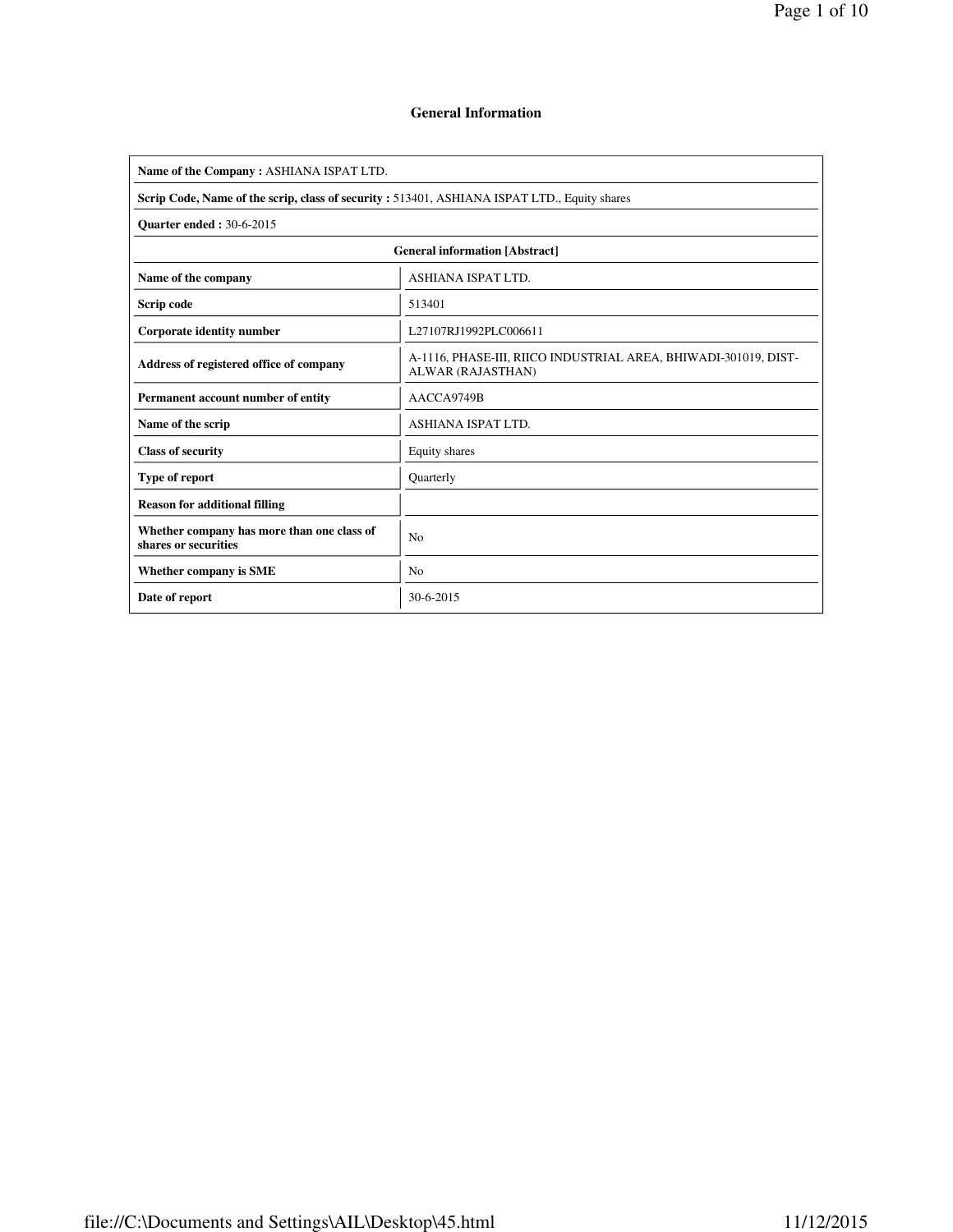# General Information

| Name of the Company : ASHIANA ISPAT LTD. | |
|---|---|
| **Scrip Code, Name of the scrip, class of security :** 513401, ASHIANA ISPAT LTD., Equity shares | |
| **Quarter ended :** 30-6-2015 | |
| **General information [Abstract]** | |
| **Name of the company** | ASHIANA ISPAT LTD. |
| **Scrip code** | 513401 |
| **Corporate identity number** | L27107RJ1992PLC006611 |
| **Address of registered office of company** | A-1116, PHASE-III, RIICO INDUSTRIAL AREA, BHIWADI-301019, DIST-ALWAR (RAJASTHAN) |
| **Permanent account number of entity** | AACCA9749B |
| **Name of the scrip** | ASHIANA ISPAT LTD. |
| **Class of security** | Equity shares |
| **Type of report** | Quarterly |
| **Reason for additional filling** | |
| **Whether company has more than one class of shares or securities** | No |
| **Whether company is SME** | No |
| **Date of report** | 30-6-2015 |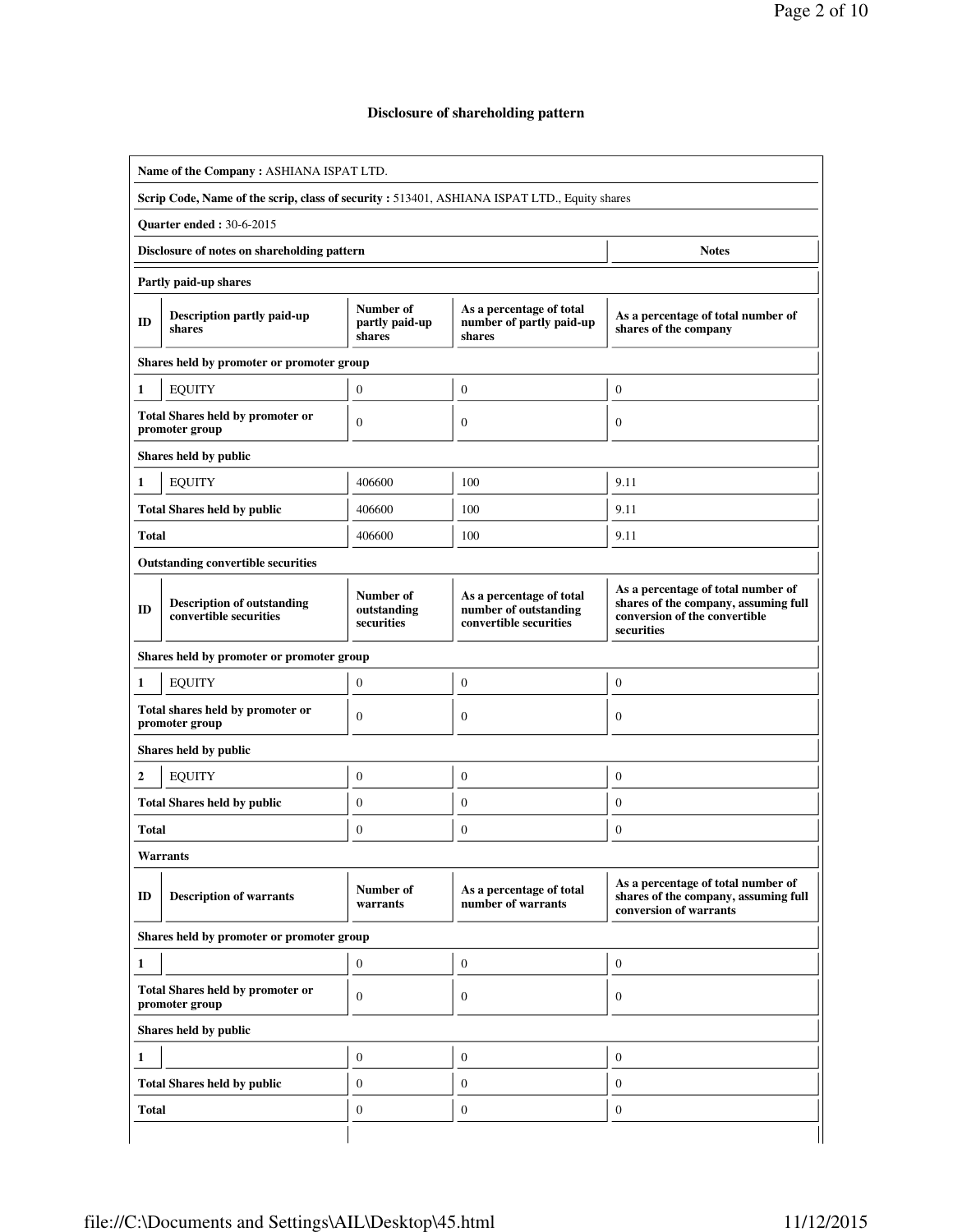# Disclosure of shareholding pattern

| | | | | |
|---|---|---|---|---|
| **Name of the Company :** ASHIANA ISPAT LTD. | | | | |
| **Scrip Code, Name of the scrip, class of security :** 513401, ASHIANA ISPAT LTD., Equity shares | | | | |
| **Quarter ended :** 30-6-2015 | | | | |
| **Disclosure of notes on shareholding pattern** | | | | **Notes** |

**Partly paid-up shares**

| ID | Description partly paid-up shares | Number of partly paid-up shares | As a percentage of total number of partly paid-up shares | As a percentage of total number of shares of the company |
|---|---|---|---|---|
| **Shares held by promoter or promoter group** | | | | |
| 1 | EQUITY | 0 | 0 | 0 |
| **Total Shares held by promoter or promoter group** | | 0 | 0 | 0 |
| **Shares held by public** | | | | |
| 1 | EQUITY | 406600 | 100 | 9.11 |
| **Total Shares held by public** | | 406600 | 100 | 9.11 |
| **Total** | | 406600 | 100 | 9.11 |

**Outstanding convertible securities**

| ID | Description of outstanding convertible securities | Number of outstanding securities | As a percentage of total number of outstanding convertible securities | As a percentage of total number of shares of the company, assuming full conversion of the convertible securities |
|---|---|---|---|---|
| **Shares held by promoter or promoter group** | | | | |
| 1 | EQUITY | 0 | 0 | 0 |
| **Total shares held by promoter or promoter group** | | 0 | 0 | 0 |
| **Shares held by public** | | | | |
| 2 | EQUITY | 0 | 0 | 0 |
| **Total Shares held by public** | | 0 | 0 | 0 |
| **Total** | | 0 | 0 | 0 |

**Warrants**

| ID | Description of warrants | Number of warrants | As a percentage of total number of warrants | As a percentage of total number of shares of the company, assuming full conversion of warrants |
|---|---|---|---|---|
| **Shares held by promoter or promoter group** | | | | |
| 1 | | 0 | 0 | 0 |
| **Total Shares held by promoter or promoter group** | | 0 | 0 | 0 |
| **Shares held by public** | | | | |
| 1 | | 0 | 0 | 0 |
| **Total Shares held by public** | | 0 | 0 | 0 |
| **Total** | | 0 | 0 | 0 |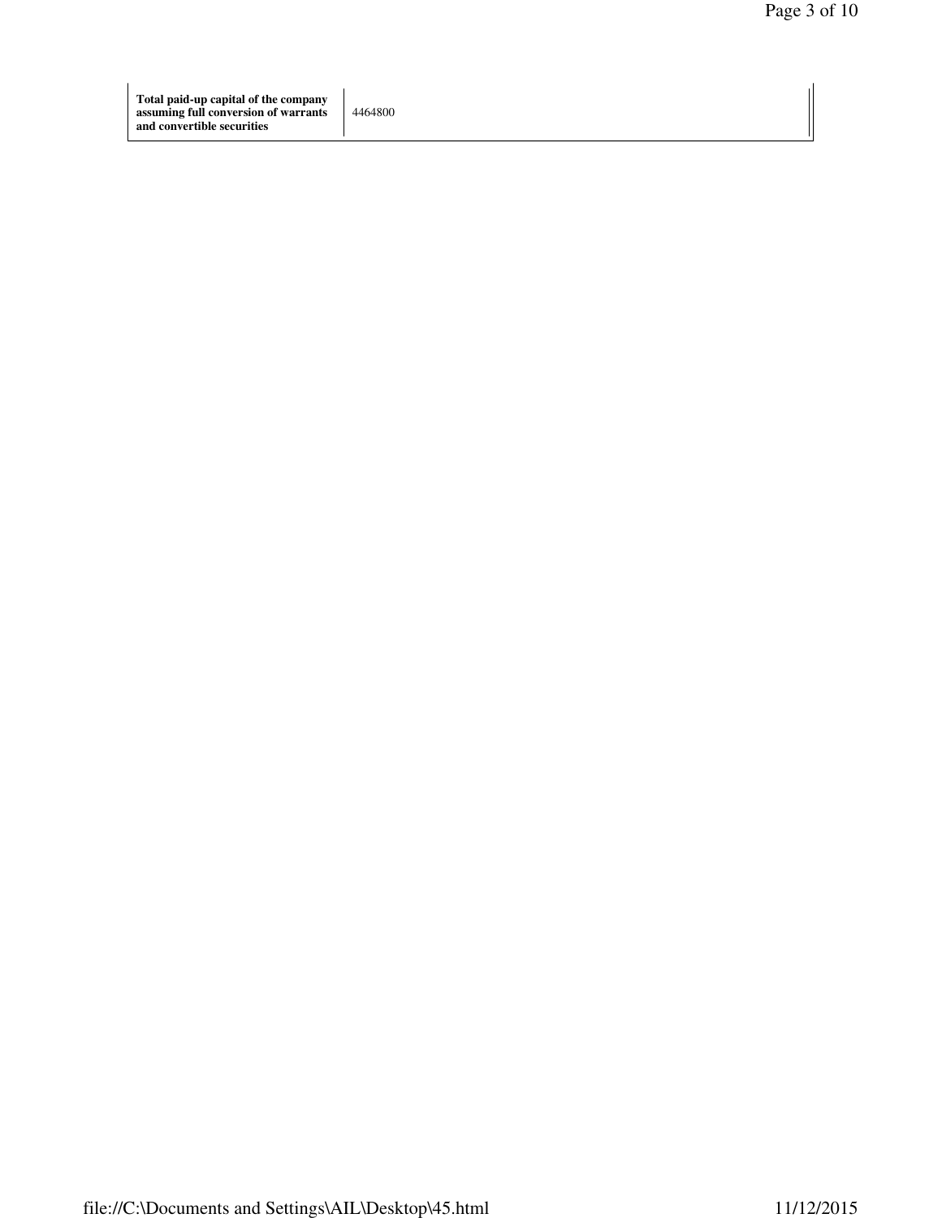| Total paid-up capital of the company assuming full conversion of warrants and convertible securities | 4464800 |
| --- | --- |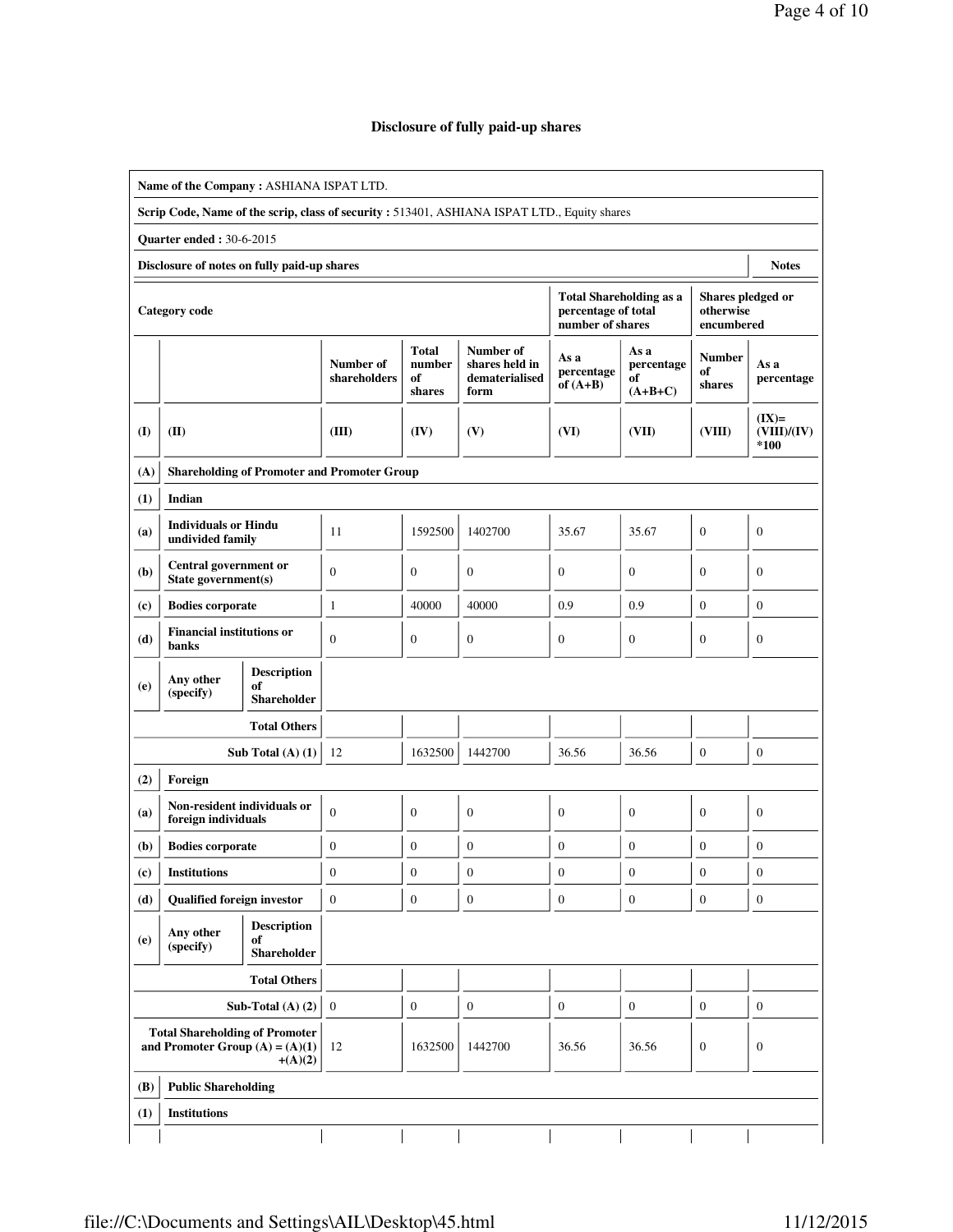# Disclosure of fully paid-up shares

| Name of the Company : ASHIANA ISPAT LTD. | | | | | | | | | |
|---|---|---|---|---|---|---|---|---|---|
| **Scrip Code, Name of the scrip, class of security :** 513401, ASHIANA ISPAT LTD., Equity shares | | | | | | | | | |
| **Quarter ended :** 30-6-2015 | | | | | | | | | |
| **Disclosure of notes on fully paid-up shares** | | | | | | | | | **Notes** |
| **Category code** | | | | | | **Total Shareholding as a percentage of total number of shares** | | **Shares pledged or otherwise encumbered** | |
| | | | **Number of shareholders** | **Total number of shares** | **Number of shares held in dematerialised form** | **As a percentage of (A+B)** | **As a percentage of (A+B+C)** | **Number of shares** | **As a percentage** |
| **(I)** | **(II)** | | **(III)** | **(IV)** | **(V)** | **(VI)** | **(VII)** | **(VIII)** | **(IX)= (VIII)/(IV) *100** |
| **(A)** | **Shareholding of Promoter and Promoter Group** | | | | | | | | |
| **(1)** | **Indian** | | | | | | | | |
| **(a)** | **Individuals or Hindu undivided family** | | 11 | 1592500 | 1402700 | 35.67 | 35.67 | 0 | 0 |
| **(b)** | **Central government or State government(s)** | | 0 | 0 | 0 | 0 | 0 | 0 | 0 |
| **(c)** | **Bodies corporate** | | 1 | 40000 | 40000 | 0.9 | 0.9 | 0 | 0 |
| **(d)** | **Financial institutions or banks** | | 0 | 0 | 0 | 0 | 0 | 0 | 0 |
| **(e)** | **Any other (specify)** | **Description of Shareholder** | | | | | | | |
| | | **Total Others** | | | | | | | |
| | | **Sub Total (A) (1)** | 12 | 1632500 | 1442700 | 36.56 | 36.56 | 0 | 0 |
| **(2)** | **Foreign** | | | | | | | | |
| **(a)** | **Non-resident individuals or foreign individuals** | | 0 | 0 | 0 | 0 | 0 | 0 | 0 |
| **(b)** | **Bodies corporate** | | 0 | 0 | 0 | 0 | 0 | 0 | 0 |
| **(c)** | **Institutions** | | 0 | 0 | 0 | 0 | 0 | 0 | 0 |
| **(d)** | **Qualified foreign investor** | | 0 | 0 | 0 | 0 | 0 | 0 | 0 |
| **(e)** | **Any other (specify)** | **Description of Shareholder** | | | | | | | |
| | | **Total Others** | | | | | | | |
| | | **Sub-Total (A) (2)** | 0 | 0 | 0 | 0 | 0 | 0 | 0 |
| | | **Total Shareholding of Promoter and Promoter Group (A) = (A)(1) +(A)(2)** | 12 | 1632500 | 1442700 | 36.56 | 36.56 | 0 | 0 |
| **(B)** | **Public Shareholding** | | | | | | | | |
| **(1)** | **Institutions** | | | | | | | | |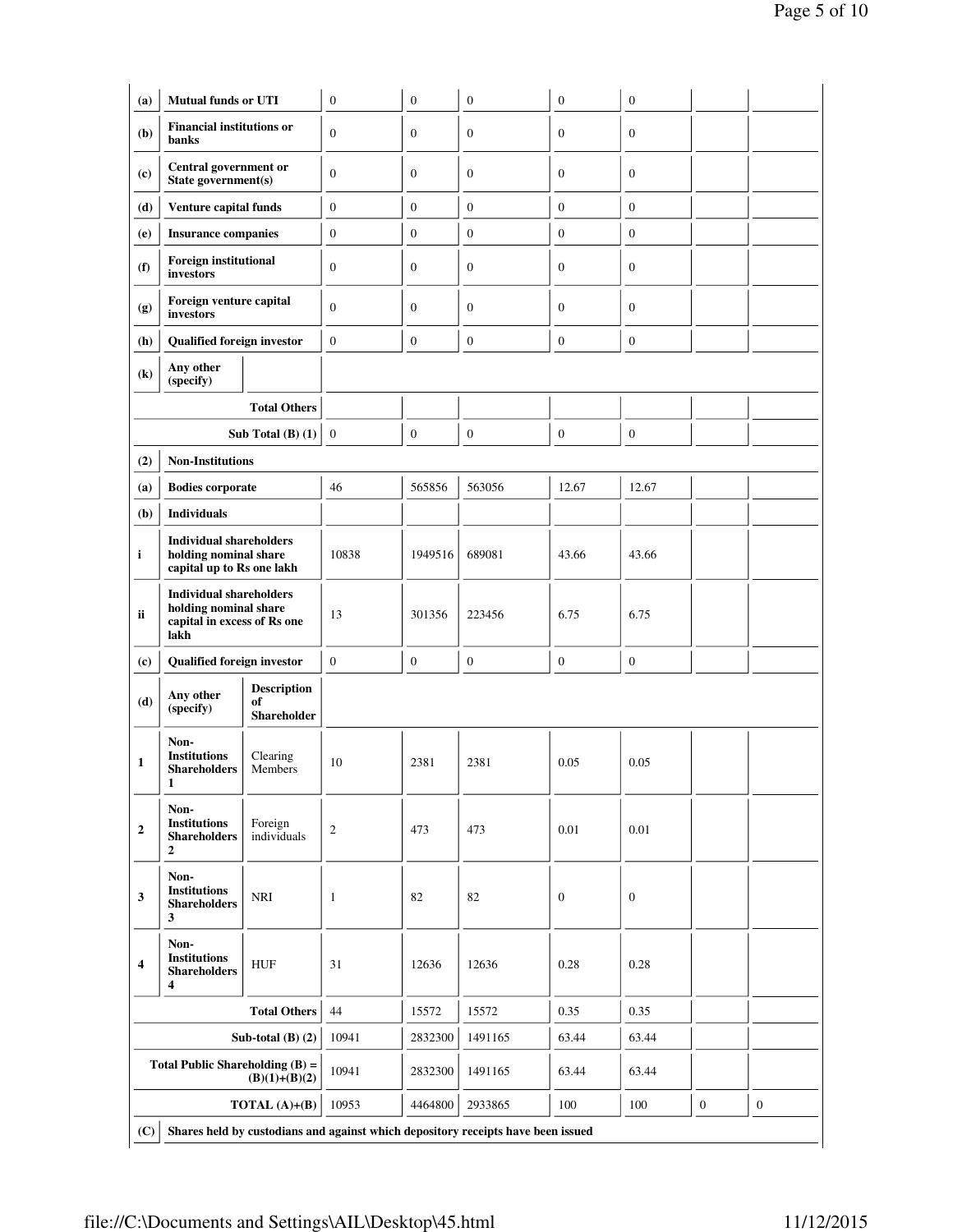| (a) | Mutual funds or UTI | | 0 | 0 | 0 | 0 | 0 | | |
|---|---|---|---|---|---|---|---|---|---|
| (b) | Financial institutions or banks | | 0 | 0 | 0 | 0 | 0 | | |
| (c) | Central government or State government(s) | | 0 | 0 | 0 | 0 | 0 | | |
| (d) | Venture capital funds | | 0 | 0 | 0 | 0 | 0 | | |
| (e) | Insurance companies | | 0 | 0 | 0 | 0 | 0 | | |
| (f) | Foreign institutional investors | | 0 | 0 | 0 | 0 | 0 | | |
| (g) | Foreign venture capital investors | | 0 | 0 | 0 | 0 | 0 | | |
| (h) | Qualified foreign investor | | 0 | 0 | 0 | 0 | 0 | | |
| (k) | Any other (specify) | | | | | | | | |
| | | Total Others | | | | | | | |
| | | Sub Total (B) (1) | 0 | 0 | 0 | 0 | 0 | | |
| (2) | Non-Institutions | | | | | | | | |
| (a) | Bodies corporate | | 46 | 565856 | 563056 | 12.67 | 12.67 | | |
| (b) | Individuals | | | | | | | | |
| i | Individual shareholders holding nominal share capital up to Rs one lakh | | 10838 | 1949516 | 689081 | 43.66 | 43.66 | | |
| ii | Individual shareholders holding nominal share capital in excess of Rs one lakh | | 13 | 301356 | 223456 | 6.75 | 6.75 | | |
| (c) | Qualified foreign investor | | 0 | 0 | 0 | 0 | 0 | | |
| (d) | Any other (specify) | Description of Shareholder | | | | | | | |
| 1 | Non-Institutions Shareholders 1 | Clearing Members | 10 | 2381 | 2381 | 0.05 | 0.05 | | |
| 2 | Non-Institutions Shareholders 2 | Foreign individuals | 2 | 473 | 473 | 0.01 | 0.01 | | |
| 3 | Non-Institutions Shareholders 3 | NRI | 1 | 82 | 82 | 0 | 0 | | |
| 4 | Non-Institutions Shareholders 4 | HUF | 31 | 12636 | 12636 | 0.28 | 0.28 | | |
| | | Total Others | 44 | 15572 | 15572 | 0.35 | 0.35 | | |
| | | Sub-total (B) (2) | 10941 | 2832300 | 1491165 | 63.44 | 63.44 | | |
| | | Total Public Shareholding (B) = (B)(1)+(B)(2) | 10941 | 2832300 | 1491165 | 63.44 | 63.44 | | |
| | | TOTAL (A)+(B) | 10953 | 4464800 | 2933865 | 100 | 100 | 0 | 0 |
| (C) | Shares held by custodians and against which depository receipts have been issued | | | | | | | | |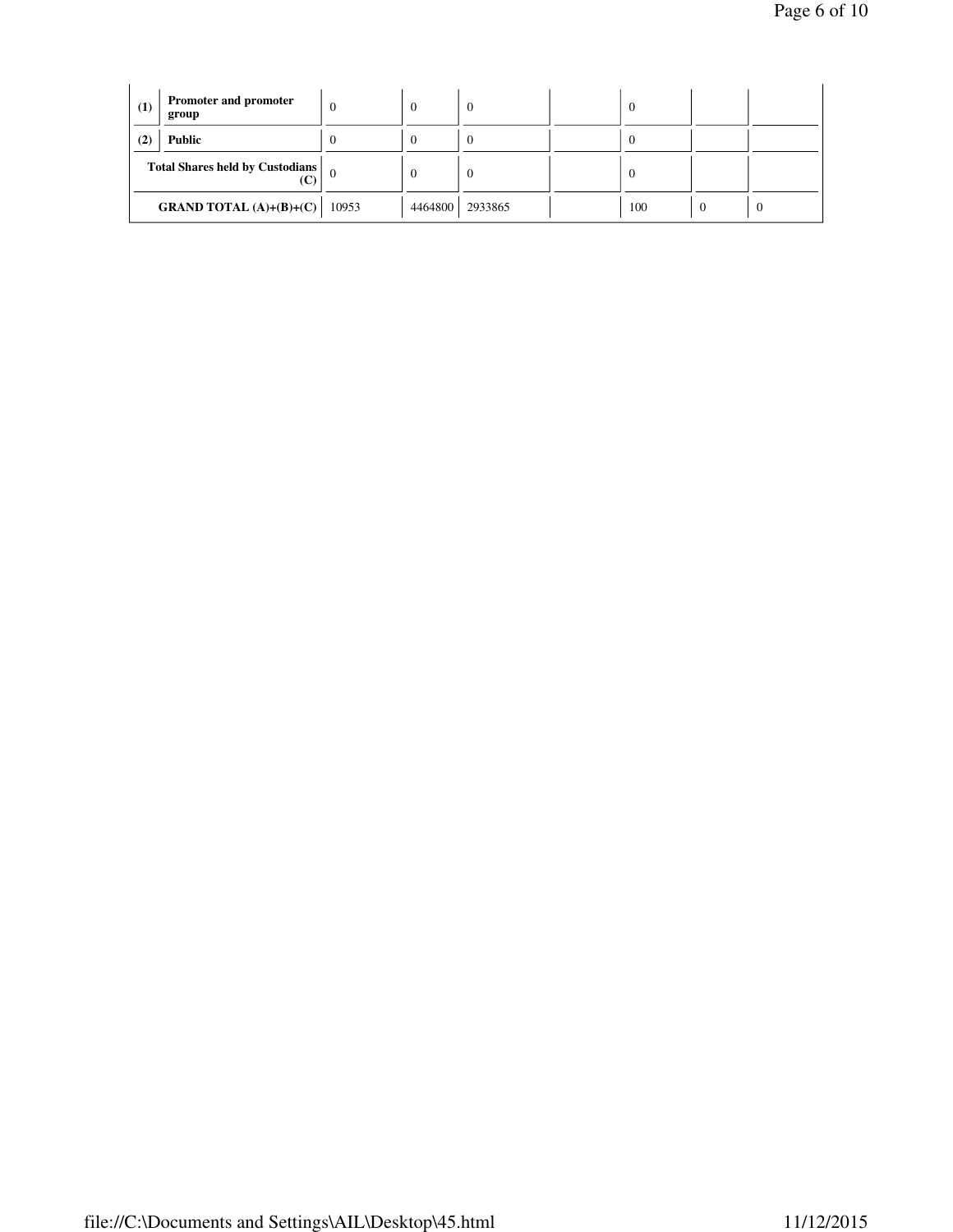| (1) | Promoter and promoter group | 0 | 0 | 0 | | 0 | | |
|---|---|---|---|---|---|---|---|---|
| (2) | Public | 0 | 0 | 0 | | 0 | | |
| Total Shares held by Custodians (C) | | 0 | 0 | 0 | | 0 | | |
| GRAND TOTAL (A)+(B)+(C) | | 10953 | 4464800 | 2933865 | | 100 | 0 | 0 |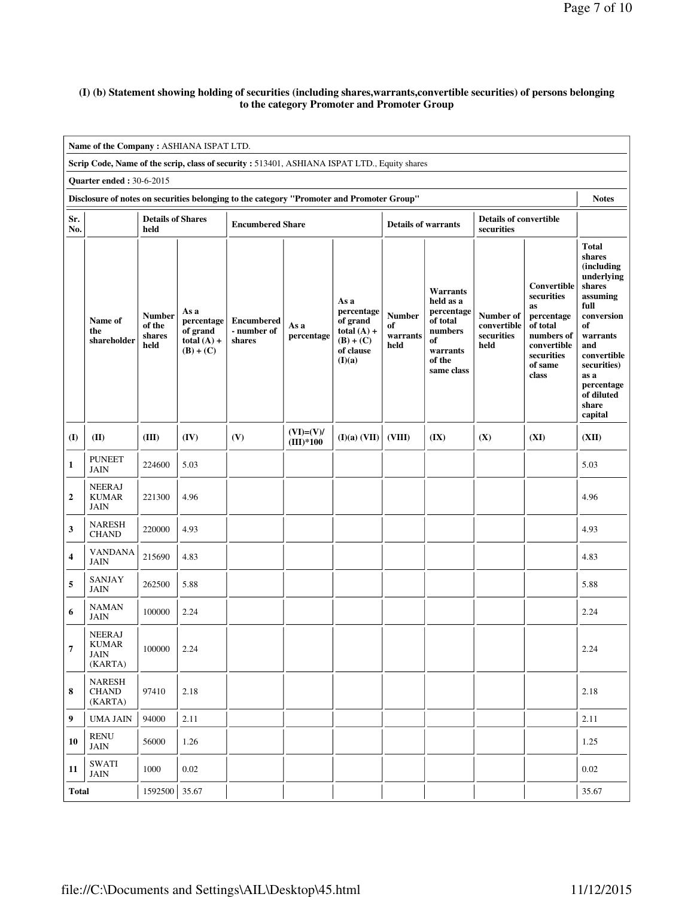**(I) (b) Statement showing holding of securities (including shares,warrants,convertible securities) of persons belonging to the category Promoter and Promoter Group**

| Name of the Company : ASHIANA ISPAT LTD. | | | | | | | | | | | |
|---|---|---|---|---|---|---|---|---|---|---|---|
| **Scrip Code, Name of the scrip, class of security :** 513401, ASHIANA ISPAT LTD., Equity shares | | | | | | | | | | | |
| **Quarter ended :** 30-6-2015 | | | | | | | | | | | |
| **Disclosure of notes on securities belonging to the category "Promoter and Promoter Group"** | | | | | | | | | | | **Notes** |
| **Sr. No.** | | **Details of Shares held** | | **Encumbered Share** | | | **Details of warrants** | | **Details of convertible securities** | | |
| | **Name of the shareholder** | **Number of the shares held** | **As a percentage of grand total (A) + (B) + (C)** | **Encumbered - number of shares** | **As a percentage** | **As a percentage of grand total (A) + (B) + (C) of clause (I)(a)** | **Number of warrants held** | **Warrants held as a percentage of total numbers of warrants of the same class** | **Number of convertible securities held** | **Convertible securities as percentage of total numbers of convertible securities of same class** | **Total shares (including underlying shares assuming full conversion of warrants and convertible securities) as a percentage of diluted share capital** |
| **(I)** | **(II)** | **(III)** | **(IV)** | **(V)** | **(VI)=(V)/(III)*100** | **(I)(a) (VII)** | **(VIII)** | **(IX)** | **(X)** | **(XI)** | **(XII)** |
| **1** | PUNEET JAIN | 224600 | 5.03 | | | | | | | | 5.03 |
| **2** | NEERAJ KUMAR JAIN | 221300 | 4.96 | | | | | | | | 4.96 |
| **3** | NARESH CHAND | 220000 | 4.93 | | | | | | | | 4.93 |
| **4** | VANDANA JAIN | 215690 | 4.83 | | | | | | | | 4.83 |
| **5** | SANJAY JAIN | 262500 | 5.88 | | | | | | | | 5.88 |
| **6** | NAMAN JAIN | 100000 | 2.24 | | | | | | | | 2.24 |
| **7** | NEERAJ KUMAR JAIN (KARTA) | 100000 | 2.24 | | | | | | | | 2.24 |
| **8** | NARESH CHAND (KARTA) | 97410 | 2.18 | | | | | | | | 2.18 |
| **9** | UMA JAIN | 94000 | 2.11 | | | | | | | | 2.11 |
| **10** | RENU JAIN | 56000 | 1.26 | | | | | | | | 1.25 |
| **11** | SWATI JAIN | 1000 | 0.02 | | | | | | | | 0.02 |
| **Total** | | 1592500 | 35.67 | | | | | | | | 35.67 |

file://C:\Documents and Settings\AIL\Desktop\45.html 11/12/2015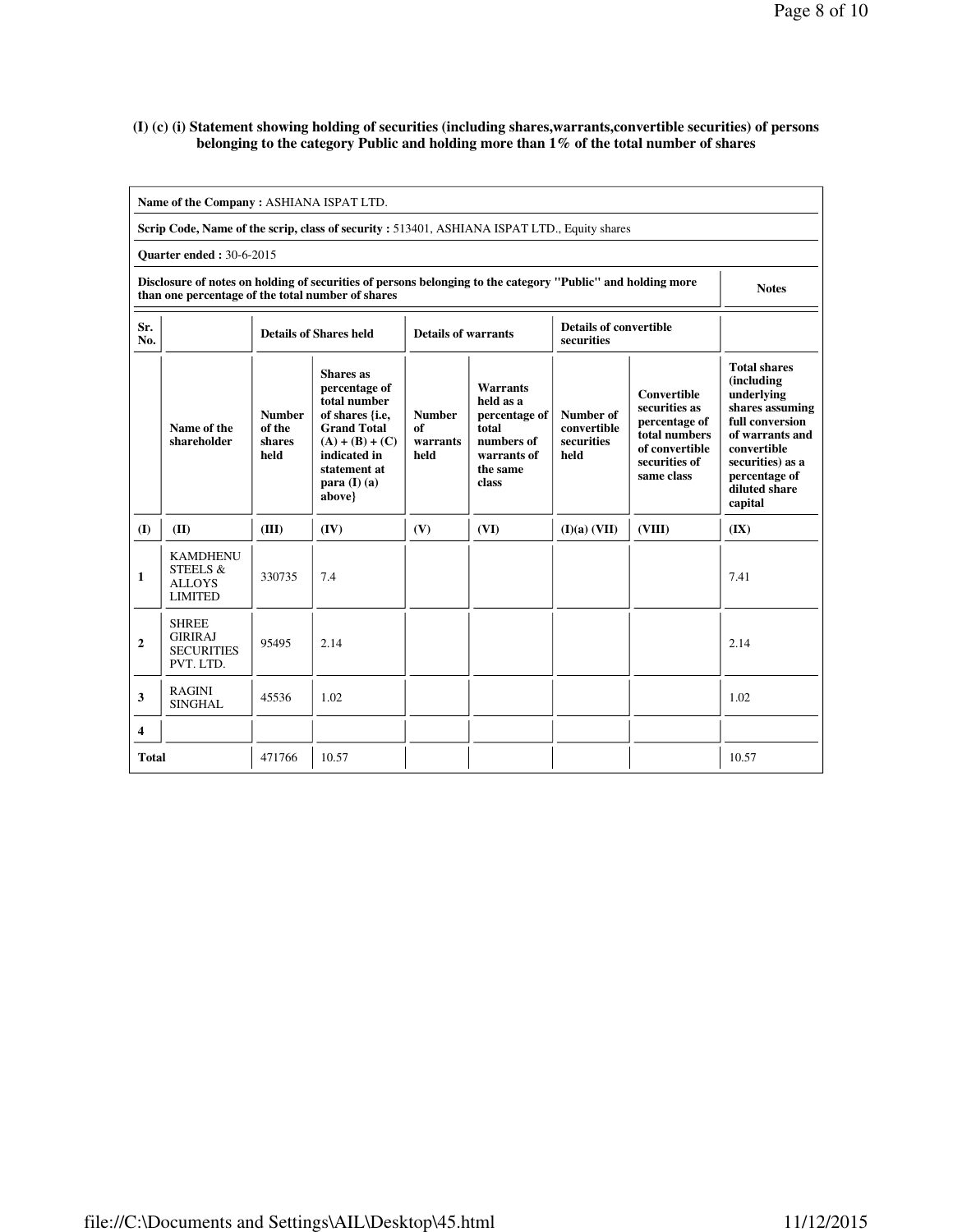**(I) (c) (i) Statement showing holding of securities (including shares,warrants,convertible securities) of persons belonging to the category Public and holding more than 1% of the total number of shares**

**Name of the Company :** ASHIANA ISPAT LTD.

**Scrip Code, Name of the scrip, class of security :** 513401, ASHIANA ISPAT LTD., Equity shares

**Quarter ended :** 30-6-2015

| Disclosure of notes on holding of securities of persons belonging to the category "Public" and holding more than one percentage of the total number of shares | Notes |
|---|---|

| Sr. No. | | Details of Shares held | | Details of warrants | | Details of convertible securities | | |
|---|---|---|---|---|---|---|---|---|
| | Name of the shareholder | Number of the shares held | Shares as percentage of total number of shares {i.e, Grand Total (A) + (B) + (C) indicated in statement at para (I) (a) above} | Number of warrants held | Warrants held as a percentage of total numbers of warrants of the same class | Number of convertible securities held | Convertible securities as percentage of total numbers of convertible securities of same class | Total shares (including underlying shares assuming full conversion of warrants and convertible securities) as a percentage of diluted share capital |
| (I) | (II) | (III) | (IV) | (V) | (VI) | (I)(a) (VII) | (VIII) | (IX) |
| 1 | KAMDHENU STEELS & ALLOYS LIMITED | 330735 | 7.4 | | | | | 7.41 |
| 2 | SHREE GIRIRAJ SECURITIES PVT. LTD. | 95495 | 2.14 | | | | | 2.14 |
| 3 | RAGINI SINGHAL | 45536 | 1.02 | | | | | 1.02 |
| 4 | | | | | | | | |
| Total | | 471766 | 10.57 | | | | | 10.57 |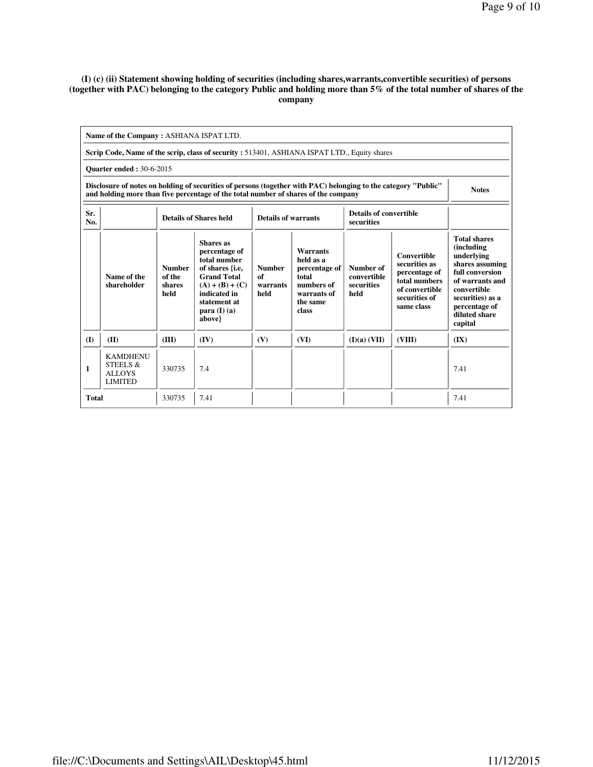**(I) (c) (ii) Statement showing holding of securities (including shares,warrants,convertible securities) of persons (together with PAC) belonging to the category Public and holding more than 5% of the total number of shares of the company**

| **Name of the Company :** ASHIANA ISPAT LTD. | | | | | | | | |
|---|---|---|---|---|---|---|---|---|
| **Scrip Code, Name of the scrip, class of security :** 513401, ASHIANA ISPAT LTD., Equity shares | | | | | | | | |
| **Quarter ended :** 30-6-2015 | | | | | | | | |
| **Disclosure of notes on holding of securities of persons (together with PAC) belonging to the category "Public" and holding more than five percentage of the total number of shares of the company** | | | | | | | | **Notes** |
| **Sr. No.** | | **Details of Shares held** | | **Details of warrants** | | **Details of convertible securities** | | |
| | **Name of the shareholder** | **Number of the shares held** | **Shares as percentage of total number of shares {i.e, Grand Total (A) + (B) + (C) indicated in statement at para (I) (a) above}** | **Number of warrants held** | **Warrants held as a percentage of total numbers of warrants of the same class** | **Number of convertible securities held** | **Convertible securities as percentage of total numbers of convertible securities of same class** | **Total shares (including underlying shares assuming full conversion of warrants and convertible securities) as a percentage of diluted share capital** |
| **(I)** | **(II)** | **(III)** | **(IV)** | **(V)** | **(VI)** | **(I)(a) (VII)** | **(VIII)** | **(IX)** |
| **1** | KAMDHENU STEELS & ALLOYS LIMITED | 330735 | 7.4 | | | | | 7.41 |
| **Total** | | 330735 | 7.41 | | | | | 7.41 |